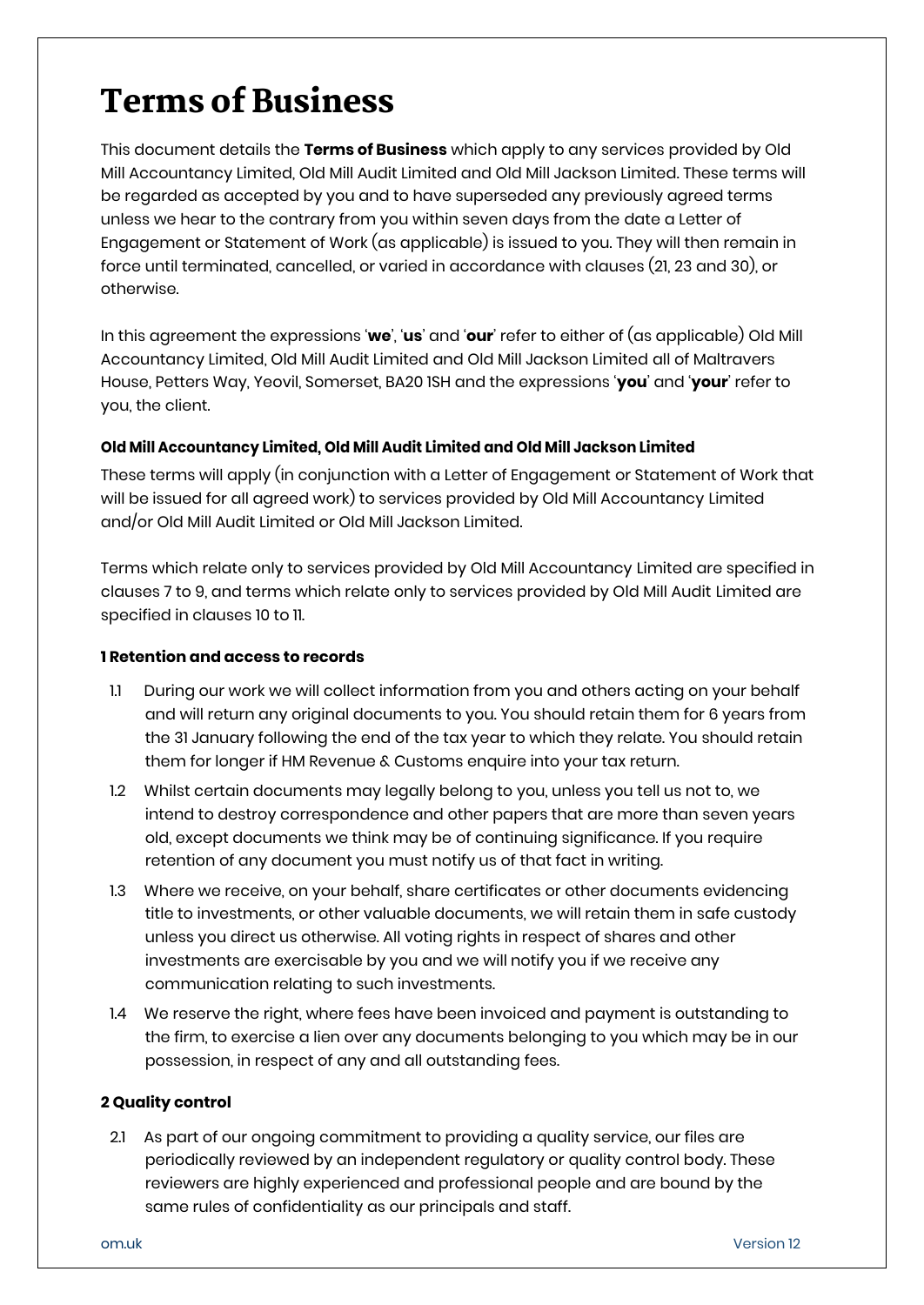# Terms of Business

This document details the **Terms of Business** which apply to any services provided by Old Mill Accountancy Limited, Old Mill Audit Limited and Old Mill Jackson Limited. These terms will be regarded as accepted by you and to have superseded any previously agreed terms unless we hear to the contrary from you within seven days from the date a Letter of Engagement or Statement of Work (as applicable) is issued to you. They will then remain in force until terminated, cancelled, or varied in accordance with clauses (21, 23 and 30), or otherwise.

In this agreement the expressions '**we**', '**us**' and '**our**' refer to either of (as applicable) Old Mill Accountancy Limited, Old Mill Audit Limited and Old Mill Jackson Limited all of Maltravers House, Petters Way, Yeovil, Somerset, BA20 1SH and the expressions '**you**' and '**your**' refer to you, the client.

#### Old Mill Accountancy Limited, Old Mill Audit Limited and Old Mill Jackson Limited

These terms will apply (in conjunction with a Letter of Engagement or Statement of Work that will be issued for all agreed work) to services provided by Old Mill Accountancy Limited and/or Old Mill Audit Limited or Old Mill Jackson Limited.

Terms which relate only to services provided by Old Mill Accountancy Limited are specified in clauses 7 to 9, and terms which relate only to services provided by Old Mill Audit Limited are specified in clauses 10 to 11.

### 1 Retention and access to records

1.1 During our work we will collect information from you and others acting on your behalf and will return any original documents to you. You should retain them for 6 years from the 31 January following the end of the tax year to which they relate. You should retain them for longer if HM Revenue & Customs enquire into your tax return.

1.2 Whilst certain documents may legally belong to you, unless you tell us not to, we intend to destroy correspondence and other papers that are more than seven years old, except documents we think may be of continuing significance. If you require retention of any document you must notify us of that fact in writing.

1.3 Where we receive, on your behalf, share certificates or other documents evidencing title to investments, or other valuable documents, we will retain them in safe custody unless you direct us otherwise. All voting rights in respect of shares and other investments are exercisable by you and we will notify you if we receive any communication relating to such investments.

1.4 We reserve the right, where fees have been invoiced and payment is outstanding to the firm, to exercise a lien over any documents belonging to you which may be in our possession, in respect of any and all outstanding fees.

### 2 Quality control

2.1 As part of our ongoing commitment to providing a quality service, our files are periodically reviewed by an independent regulatory or quality control body. These reviewers are highly experienced and professional people and are bound by the same rules of confidentiality as our principals and staff.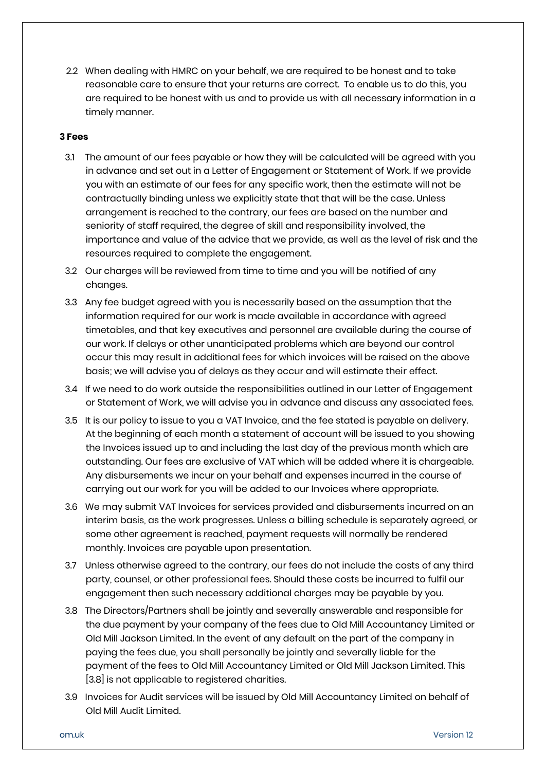2.2 When dealing with HMRC on your behalf, we are required to be honest and to take reasonable care to ensure that your returns are correct. To enable us to do this, you are required to be honest with us and to provide us with all necessary information in a timely manner.

**3 Fees**

3.1 The amount of our fees payable or how they will be calculated will be agreed with you in advance and set out in a Letter of Engagement or Statement of Work. If we provide you with an estimate of our fees for any specific work, then the estimate will not be contractually binding unless we explicitly state that that will be the case. Unless arrangement is reached to the contrary, our fees are based on the number and seniority of staff required, the degree of skill and responsibility involved, the importance and value of the advice that we provide, as well as the level of risk and the resources required to complete the engagement.

3.2 Our charges will be reviewed from time to time and you will be notified of any changes.

3.3 Any fee budget agreed with you is necessarily based on the assumption that the information required for our work is made available in accordance with agreed timetables, and that key executives and personnel are available during the course of our work. If delays or other unanticipated problems which are beyond our control occur this may result in additional fees for which invoices will be raised on the above basis; we will advise you of delays as they occur and will estimate their effect.

3.4 If we need to do work outside the responsibilities outlined in our Letter of Engagement or Statement of Work, we will advise you in advance and discuss any associated fees.

3.5 It is our policy to issue to you a VAT Invoice, and the fee stated is payable on delivery. At the beginning of each month a statement of account will be issued to you showing the Invoices issued up to and including the last day of the previous month which are outstanding. Our fees are exclusive of VAT which will be added where it is chargeable. Any disbursements we incur on your behalf and expenses incurred in the course of carrying out our work for you will be added to our Invoices where appropriate.

3.6 We may submit VAT Invoices for services provided and disbursements incurred on an interim basis, as the work progresses. Unless a billing schedule is separately agreed, or some other agreement is reached, payment requests will normally be rendered monthly. Invoices are payable upon presentation.

3.7 Unless otherwise agreed to the contrary, our fees do not include the costs of any third party, counsel, or other professional fees. Should these costs be incurred to fulfil our engagement then such necessary additional charges may be payable by you.

3.8 The Directors/Partners shall be jointly and severally answerable and responsible for the due payment by your company of the fees due to Old Mill Accountancy Limited or Old Mill Jackson Limited. In the event of any default on the part of the company in paying the fees due, you shall personally be jointly and severally liable for the payment of the fees to Old Mill Accountancy Limited or Old Mill Jackson Limited. This [3.8] is not applicable to registered charities.

3.9 Invoices for Audit services will be issued by Old Mill Accountancy Limited on behalf of Old Mill Audit Limited.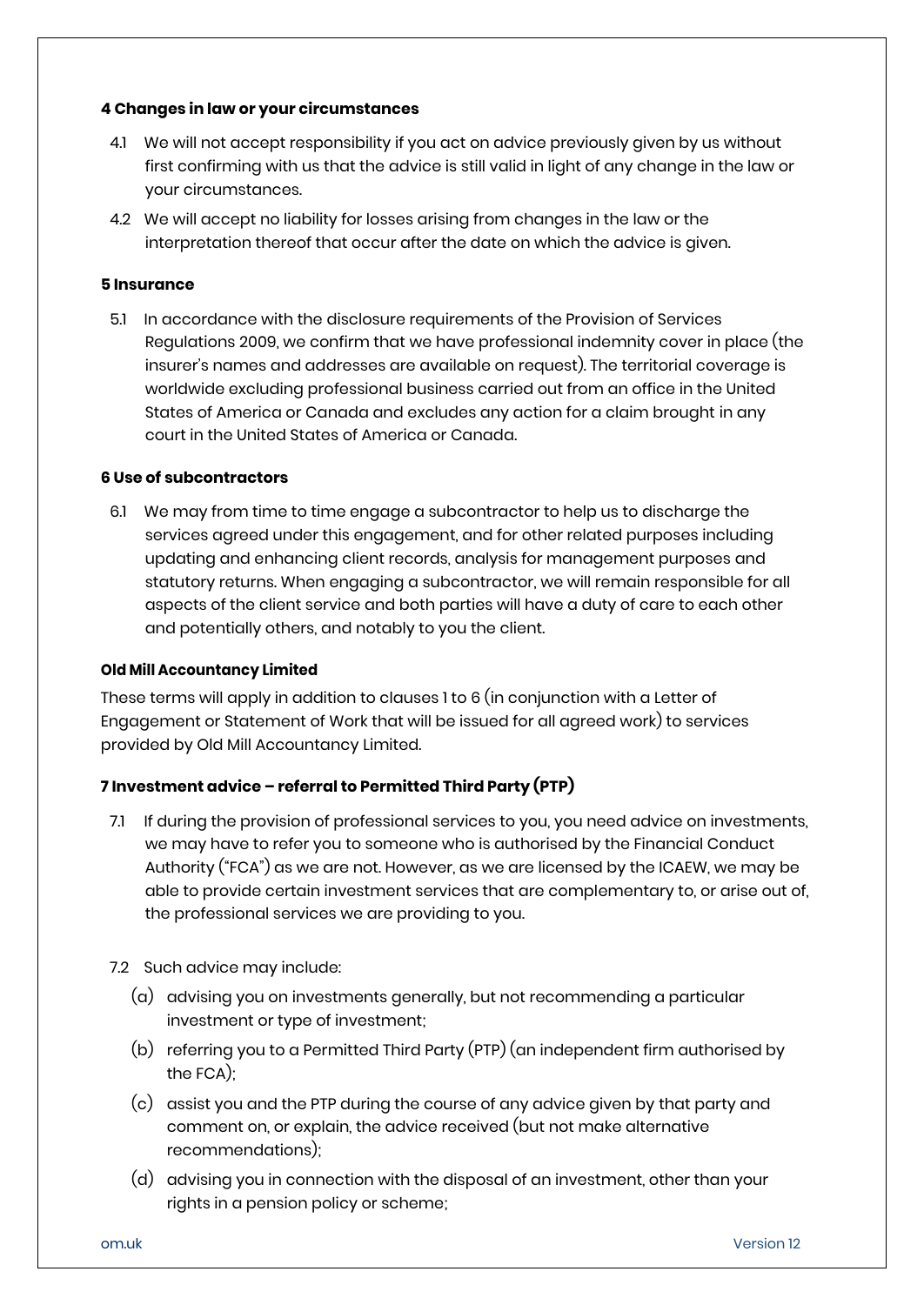### 4 Changes in law or your circumstances

4.1 We will not accept responsibility if you act on advice previously given by us without first confirming with us that the advice is still valid in light of any change in the law or your circumstances.

4.2 We will accept no liability for losses arising from changes in the law or the interpretation thereof that occur after the date on which the advice is given.

### 5 Insurance

5.1 In accordance with the disclosure requirements of the Provision of Services Regulations 2009, we confirm that we have professional indemnity cover in place (the insurer's names and addresses are available on request). The territorial coverage is worldwide excluding professional business carried out from an office in the United States of America or Canada and excludes any action for a claim brought in any court in the United States of America or Canada.

### 6 Use of subcontractors

6.1 We may from time to time engage a subcontractor to help us to discharge the services agreed under this engagement, and for other related purposes including updating and enhancing client records, analysis for management purposes and statutory returns. When engaging a subcontractor, we will remain responsible for all aspects of the client service and both parties will have a duty of care to each other and potentially others, and notably to you the client.

### Old Mill Accountancy Limited

These terms will apply in addition to clauses 1 to 6 (in conjunction with a Letter of Engagement or Statement of Work that will be issued for all agreed work) to services provided by Old Mill Accountancy Limited.

### 7 Investment advice – referral to Permitted Third Party (PTP)

7.1 If during the provision of professional services to you, you need advice on investments, we may have to refer you to someone who is authorised by the Financial Conduct Authority ("FCA") as we are not. However, as we are licensed by the ICAEW, we may be able to provide certain investment services that are complementary to, or arise out of, the professional services we are providing to you.

7.2 Such advice may include:

(a) advising you on investments generally, but not recommending a particular investment or type of investment;

(b) referring you to a Permitted Third Party (PTP) (an independent firm authorised by the FCA);

(c) assist you and the PTP during the course of any advice given by that party and comment on, or explain, the advice received (but not make alternative recommendations);

(d) advising you in connection with the disposal of an investment, other than your rights in a pension policy or scheme;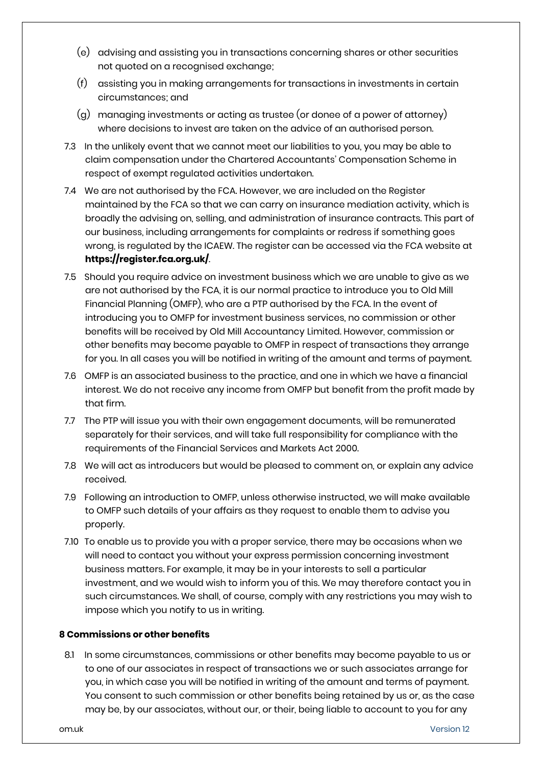(e) advising and assisting you in transactions concerning shares or other securities not quoted on a recognised exchange;

(f) assisting you in making arrangements for transactions in investments in certain circumstances; and

(g) managing investments or acting as trustee (or donee of a power of attorney) where decisions to invest are taken on the advice of an authorised person.

7.3 In the unlikely event that we cannot meet our liabilities to you, you may be able to claim compensation under the Chartered Accountants' Compensation Scheme in respect of exempt regulated activities undertaken.

7.4 We are not authorised by the FCA. However, we are included on the Register maintained by the FCA so that we can carry on insurance mediation activity, which is broadly the advising on, selling, and administration of insurance contracts. This part of our business, including arrangements for complaints or redress if something goes wrong, is regulated by the ICAEW. The register can be accessed via the FCA website at **https://register.fca.org.uk/**.

7.5 Should you require advice on investment business which we are unable to give as we are not authorised by the FCA, it is our normal practice to introduce you to Old Mill Financial Planning (OMFP), who are a PTP authorised by the FCA. In the event of introducing you to OMFP for investment business services, no commission or other benefits will be received by Old Mill Accountancy Limited. However, commission or other benefits may become payable to OMFP in respect of transactions they arrange for you. In all cases you will be notified in writing of the amount and terms of payment.

7.6 OMFP is an associated business to the practice, and one in which we have a financial interest. We do not receive any income from OMFP but benefit from the profit made by that firm.

7.7 The PTP will issue you with their own engagement documents, will be remunerated separately for their services, and will take full responsibility for compliance with the requirements of the Financial Services and Markets Act 2000.

7.8 We will act as introducers but would be pleased to comment on, or explain any advice received.

7.9 Following an introduction to OMFP, unless otherwise instructed, we will make available to OMFP such details of your affairs as they request to enable them to advise you properly.

7.10 To enable us to provide you with a proper service, there may be occasions when we will need to contact you without your express permission concerning investment business matters. For example, it may be in your interests to sell a particular investment, and we would wish to inform you of this. We may therefore contact you in such circumstances. We shall, of course, comply with any restrictions you may wish to impose which you notify to us in writing.

**8 Commissions or other benefits**

8.1 In some circumstances, commissions or other benefits may become payable to us or to one of our associates in respect of transactions we or such associates arrange for you, in which case you will be notified in writing of the amount and terms of payment. You consent to such commission or other benefits being retained by us or, as the case may be, by our associates, without our, or their, being liable to account to you for any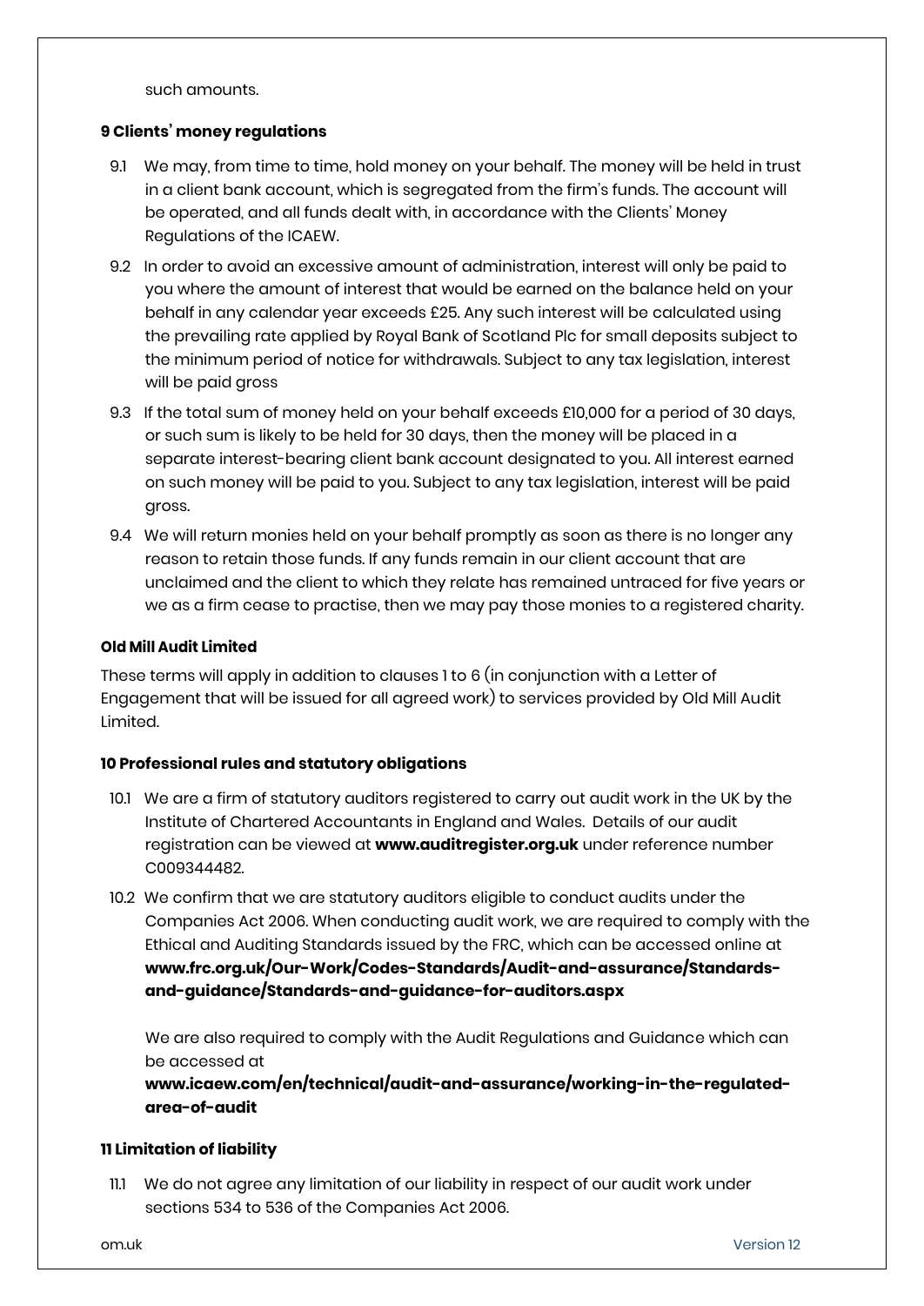such amounts.

**9 Clients' money regulations**

9.1 We may, from time to time, hold money on your behalf. The money will be held in trust in a client bank account, which is segregated from the firm's funds. The account will be operated, and all funds dealt with, in accordance with the Clients' Money Regulations of the ICAEW.

9.2 In order to avoid an excessive amount of administration, interest will only be paid to you where the amount of interest that would be earned on the balance held on your behalf in any calendar year exceeds £25. Any such interest will be calculated using the prevailing rate applied by Royal Bank of Scotland Plc for small deposits subject to the minimum period of notice for withdrawals. Subject to any tax legislation, interest will be paid gross

9.3 If the total sum of money held on your behalf exceeds £10,000 for a period of 30 days, or such sum is likely to be held for 30 days, then the money will be placed in a separate interest-bearing client bank account designated to you. All interest earned on such money will be paid to you. Subject to any tax legislation, interest will be paid gross.

9.4 We will return monies held on your behalf promptly as soon as there is no longer any reason to retain those funds. If any funds remain in our client account that are unclaimed and the client to which they relate has remained untraced for five years or we as a firm cease to practise, then we may pay those monies to a registered charity.

**Old Mill Audit Limited**

These terms will apply in addition to clauses 1 to 6 (in conjunction with a Letter of Engagement that will be issued for all agreed work) to services provided by Old Mill Audit Limited.

**10 Professional rules and statutory obligations**

10.1 We are a firm of statutory auditors registered to carry out audit work in the UK by the Institute of Chartered Accountants in England and Wales. Details of our audit registration can be viewed at **www.auditregister.org.uk** under reference number C009344482.

10.2 We confirm that we are statutory auditors eligible to conduct audits under the Companies Act 2006. When conducting audit work, we are required to comply with the Ethical and Auditing Standards issued by the FRC, which can be accessed online at **www.frc.org.uk/Our-Work/Codes-Standards/Audit-and-assurance/Standards-and-guidance/Standards-and-guidance-for-auditors.aspx**

We are also required to comply with the Audit Regulations and Guidance which can be accessed at **www.icaew.com/en/technical/audit-and-assurance/working-in-the-regulated-area-of-audit**

**11 Limitation of liability**

11.1 We do not agree any limitation of our liability in respect of our audit work under sections 534 to 536 of the Companies Act 2006.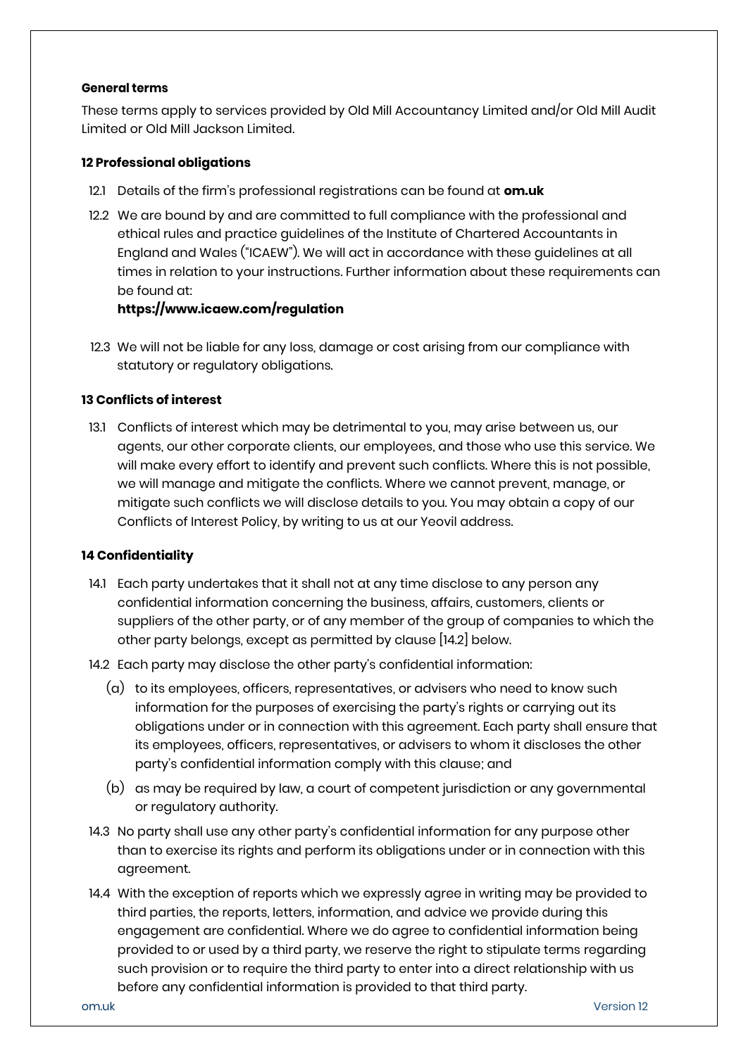**General terms**

These terms apply to services provided by Old Mill Accountancy Limited and/or Old Mill Audit Limited or Old Mill Jackson Limited.

**12 Professional obligations**

12.1 Details of the firm's professional registrations can be found at **om.uk**

12.2 We are bound by and are committed to full compliance with the professional and ethical rules and practice guidelines of the Institute of Chartered Accountants in England and Wales ("ICAEW"). We will act in accordance with these guidelines at all times in relation to your instructions. Further information about these requirements can be found at:
**https://www.icaew.com/regulation**

12.3 We will not be liable for any loss, damage or cost arising from our compliance with statutory or regulatory obligations.

**13 Conflicts of interest**

13.1 Conflicts of interest which may be detrimental to you, may arise between us, our agents, our other corporate clients, our employees, and those who use this service. We will make every effort to identify and prevent such conflicts. Where this is not possible, we will manage and mitigate the conflicts. Where we cannot prevent, manage, or mitigate such conflicts we will disclose details to you. You may obtain a copy of our Conflicts of Interest Policy, by writing to us at our Yeovil address.

**14 Confidentiality**

14.1 Each party undertakes that it shall not at any time disclose to any person any confidential information concerning the business, affairs, customers, clients or suppliers of the other party, or of any member of the group of companies to which the other party belongs, except as permitted by clause [14.2] below.

14.2 Each party may disclose the other party's confidential information:

(a) to its employees, officers, representatives, or advisers who need to know such information for the purposes of exercising the party's rights or carrying out its obligations under or in connection with this agreement. Each party shall ensure that its employees, officers, representatives, or advisers to whom it discloses the other party's confidential information comply with this clause; and

(b) as may be required by law, a court of competent jurisdiction or any governmental or regulatory authority.

14.3 No party shall use any other party's confidential information for any purpose other than to exercise its rights and perform its obligations under or in connection with this agreement.

14.4 With the exception of reports which we expressly agree in writing may be provided to third parties, the reports, letters, information, and advice we provide during this engagement are confidential. Where we do agree to confidential information being provided to or used by a third party, we reserve the right to stipulate terms regarding such provision or to require the third party to enter into a direct relationship with us before any confidential information is provided to that third party.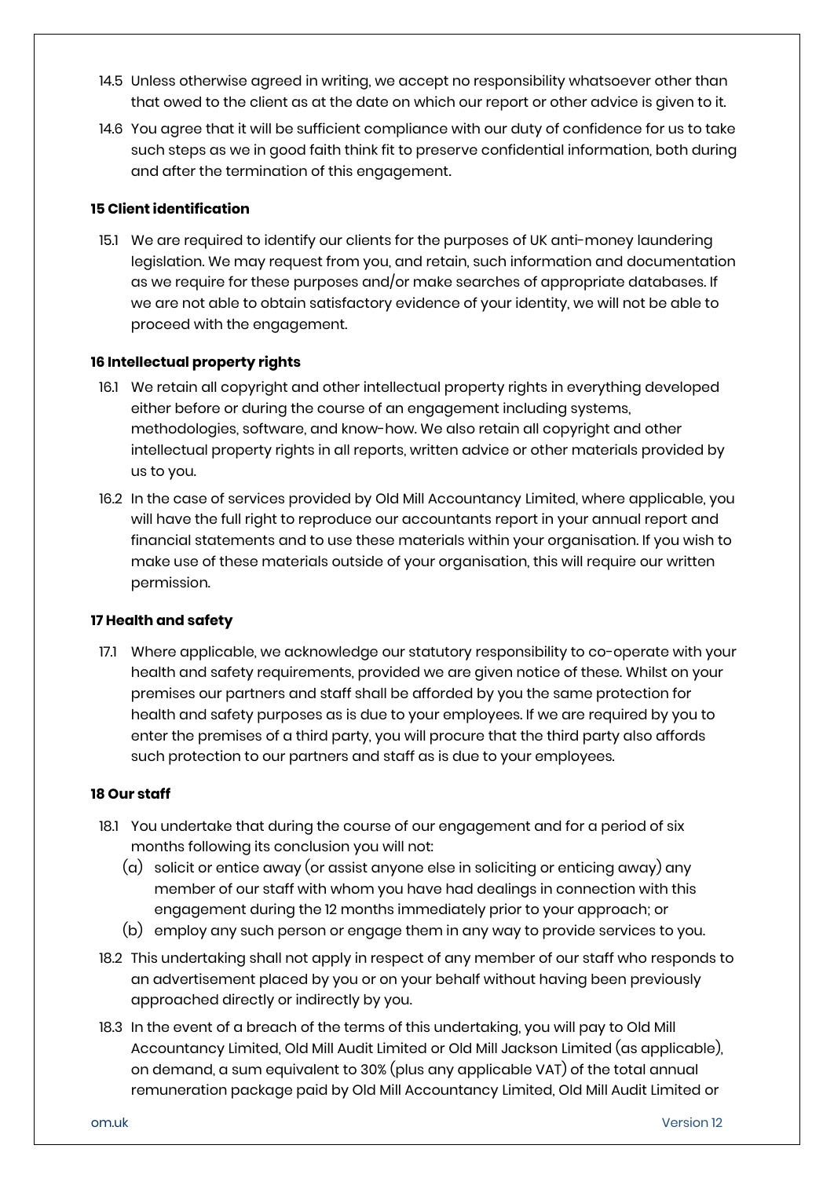14.5 Unless otherwise agreed in writing, we accept no responsibility whatsoever other than that owed to the client as at the date on which our report or other advice is given to it.

14.6 You agree that it will be sufficient compliance with our duty of confidence for us to take such steps as we in good faith think fit to preserve confidential information, both during and after the termination of this engagement.

**15 Client identification**

15.1 We are required to identify our clients for the purposes of UK anti-money laundering legislation. We may request from you, and retain, such information and documentation as we require for these purposes and/or make searches of appropriate databases. If we are not able to obtain satisfactory evidence of your identity, we will not be able to proceed with the engagement.

**16 Intellectual property rights**

16.1 We retain all copyright and other intellectual property rights in everything developed either before or during the course of an engagement including systems, methodologies, software, and know-how. We also retain all copyright and other intellectual property rights in all reports, written advice or other materials provided by us to you.

16.2 In the case of services provided by Old Mill Accountancy Limited, where applicable, you will have the full right to reproduce our accountants report in your annual report and financial statements and to use these materials within your organisation. If you wish to make use of these materials outside of your organisation, this will require our written permission.

**17 Health and safety**

17.1 Where applicable, we acknowledge our statutory responsibility to co-operate with your health and safety requirements, provided we are given notice of these. Whilst on your premises our partners and staff shall be afforded by you the same protection for health and safety purposes as is due to your employees. If we are required by you to enter the premises of a third party, you will procure that the third party also affords such protection to our partners and staff as is due to your employees.

**18 Our staff**

18.1 You undertake that during the course of our engagement and for a period of six months following its conclusion you will not:

(a) solicit or entice away (or assist anyone else in soliciting or enticing away) any member of our staff with whom you have had dealings in connection with this engagement during the 12 months immediately prior to your approach; or

(b) employ any such person or engage them in any way to provide services to you.

18.2 This undertaking shall not apply in respect of any member of our staff who responds to an advertisement placed by you or on your behalf without having been previously approached directly or indirectly by you.

18.3 In the event of a breach of the terms of this undertaking, you will pay to Old Mill Accountancy Limited, Old Mill Audit Limited or Old Mill Jackson Limited (as applicable), on demand, a sum equivalent to 30% (plus any applicable VAT) of the total annual remuneration package paid by Old Mill Accountancy Limited, Old Mill Audit Limited or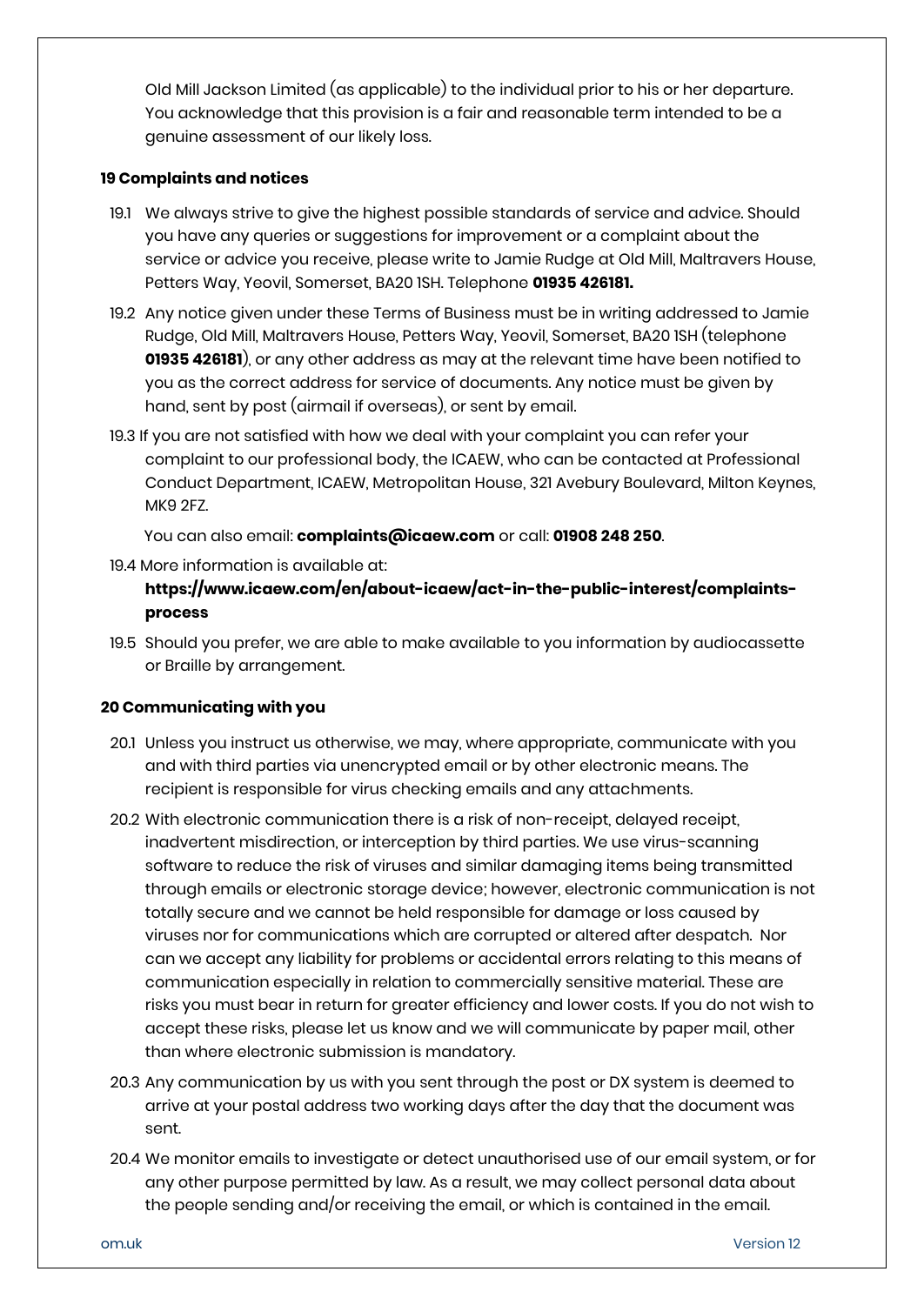Old Mill Jackson Limited (as applicable) to the individual prior to his or her departure. You acknowledge that this provision is a fair and reasonable term intended to be a genuine assessment of our likely loss.

**19 Complaints and notices**

19.1 We always strive to give the highest possible standards of service and advice. Should you have any queries or suggestions for improvement or a complaint about the service or advice you receive, please write to Jamie Rudge at Old Mill, Maltravers House, Petters Way, Yeovil, Somerset, BA20 1SH. Telephone **01935 426181.**

19.2 Any notice given under these Terms of Business must be in writing addressed to Jamie Rudge, Old Mill, Maltravers House, Petters Way, Yeovil, Somerset, BA20 1SH (telephone **01935 426181**), or any other address as may at the relevant time have been notified to you as the correct address for service of documents. Any notice must be given by hand, sent by post (airmail if overseas), or sent by email.

19.3 If you are not satisfied with how we deal with your complaint you can refer your complaint to our professional body, the ICAEW, who can be contacted at Professional Conduct Department, ICAEW, Metropolitan House, 321 Avebury Boulevard, Milton Keynes, MK9 2FZ.

You can also email: **complaints@icaew.com** or call: **01908 248 250**.

19.4 More information is available at: **https://www.icaew.com/en/about-icaew/act-in-the-public-interest/complaints-process**

19.5 Should you prefer, we are able to make available to you information by audiocassette or Braille by arrangement.

**20 Communicating with you**

20.1 Unless you instruct us otherwise, we may, where appropriate, communicate with you and with third parties via unencrypted email or by other electronic means. The recipient is responsible for virus checking emails and any attachments.

20.2 With electronic communication there is a risk of non-receipt, delayed receipt, inadvertent misdirection, or interception by third parties. We use virus-scanning software to reduce the risk of viruses and similar damaging items being transmitted through emails or electronic storage device; however, electronic communication is not totally secure and we cannot be held responsible for damage or loss caused by viruses nor for communications which are corrupted or altered after despatch. Nor can we accept any liability for problems or accidental errors relating to this means of communication especially in relation to commercially sensitive material. These are risks you must bear in return for greater efficiency and lower costs. If you do not wish to accept these risks, please let us know and we will communicate by paper mail, other than where electronic submission is mandatory.

20.3 Any communication by us with you sent through the post or DX system is deemed to arrive at your postal address two working days after the day that the document was sent.

20.4 We monitor emails to investigate or detect unauthorised use of our email system, or for any other purpose permitted by law. As a result, we may collect personal data about the people sending and/or receiving the email, or which is contained in the email.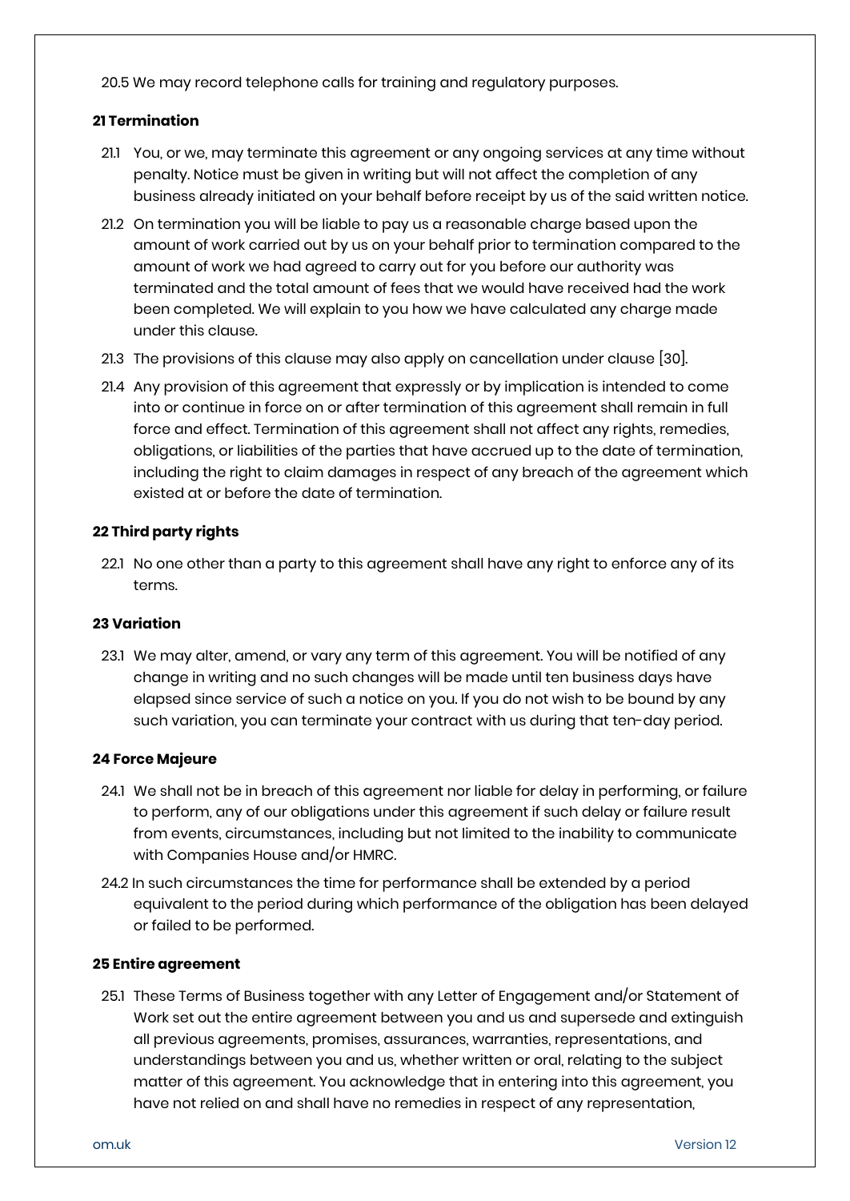20.5 We may record telephone calls for training and regulatory purposes.

**21 Termination**

21.1 You, or we, may terminate this agreement or any ongoing services at any time without penalty. Notice must be given in writing but will not affect the completion of any business already initiated on your behalf before receipt by us of the said written notice.

21.2 On termination you will be liable to pay us a reasonable charge based upon the amount of work carried out by us on your behalf prior to termination compared to the amount of work we had agreed to carry out for you before our authority was terminated and the total amount of fees that we would have received had the work been completed. We will explain to you how we have calculated any charge made under this clause.

21.3 The provisions of this clause may also apply on cancellation under clause [30].

21.4 Any provision of this agreement that expressly or by implication is intended to come into or continue in force on or after termination of this agreement shall remain in full force and effect. Termination of this agreement shall not affect any rights, remedies, obligations, or liabilities of the parties that have accrued up to the date of termination, including the right to claim damages in respect of any breach of the agreement which existed at or before the date of termination.

**22 Third party rights**

22.1 No one other than a party to this agreement shall have any right to enforce any of its terms.

**23 Variation**

23.1 We may alter, amend, or vary any term of this agreement. You will be notified of any change in writing and no such changes will be made until ten business days have elapsed since service of such a notice on you. If you do not wish to be bound by any such variation, you can terminate your contract with us during that ten-day period.

**24 Force Majeure**

24.1 We shall not be in breach of this agreement nor liable for delay in performing, or failure to perform, any of our obligations under this agreement if such delay or failure result from events, circumstances, including but not limited to the inability to communicate with Companies House and/or HMRC.

24.2 In such circumstances the time for performance shall be extended by a period equivalent to the period during which performance of the obligation has been delayed or failed to be performed.

**25 Entire agreement**

25.1 These Terms of Business together with any Letter of Engagement and/or Statement of Work set out the entire agreement between you and us and supersede and extinguish all previous agreements, promises, assurances, warranties, representations, and understandings between you and us, whether written or oral, relating to the subject matter of this agreement. You acknowledge that in entering into this agreement, you have not relied on and shall have no remedies in respect of any representation,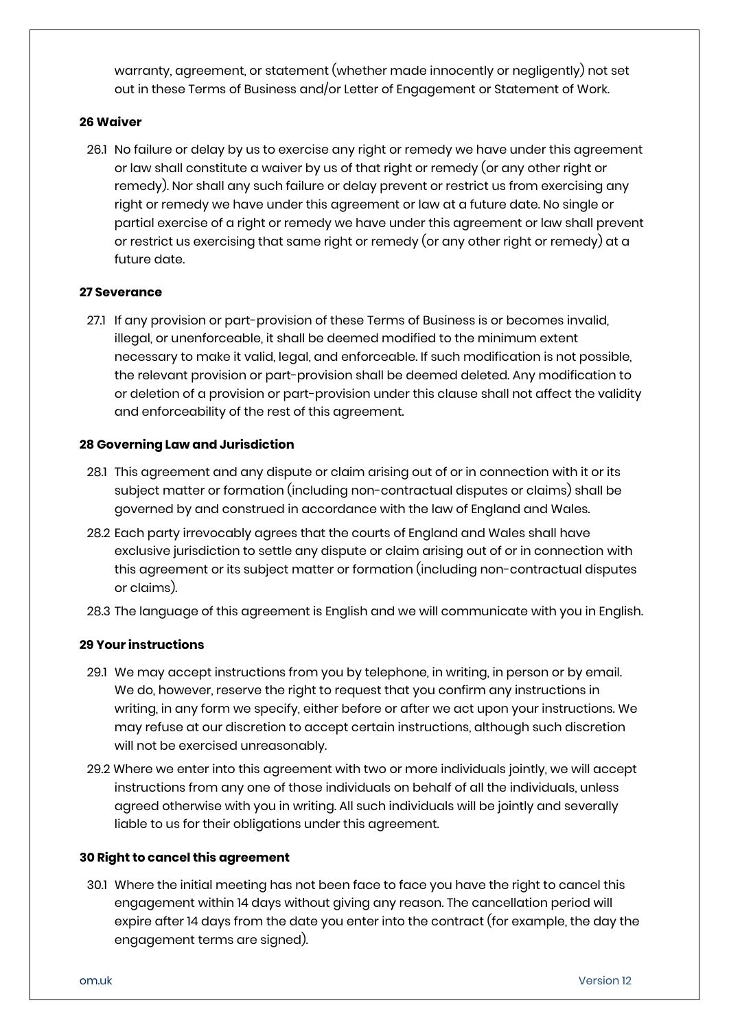warranty, agreement, or statement (whether made innocently or negligently) not set out in these Terms of Business and/or Letter of Engagement or Statement of Work.

**26 Waiver**

26.1 No failure or delay by us to exercise any right or remedy we have under this agreement or law shall constitute a waiver by us of that right or remedy (or any other right or remedy). Nor shall any such failure or delay prevent or restrict us from exercising any right or remedy we have under this agreement or law at a future date. No single or partial exercise of a right or remedy we have under this agreement or law shall prevent or restrict us exercising that same right or remedy (or any other right or remedy) at a future date.

**27 Severance**

27.1 If any provision or part-provision of these Terms of Business is or becomes invalid, illegal, or unenforceable, it shall be deemed modified to the minimum extent necessary to make it valid, legal, and enforceable. If such modification is not possible, the relevant provision or part-provision shall be deemed deleted. Any modification to or deletion of a provision or part-provision under this clause shall not affect the validity and enforceability of the rest of this agreement.

**28 Governing Law and Jurisdiction**

28.1 This agreement and any dispute or claim arising out of or in connection with it or its subject matter or formation (including non-contractual disputes or claims) shall be governed by and construed in accordance with the law of England and Wales.

28.2 Each party irrevocably agrees that the courts of England and Wales shall have exclusive jurisdiction to settle any dispute or claim arising out of or in connection with this agreement or its subject matter or formation (including non-contractual disputes or claims).

28.3 The language of this agreement is English and we will communicate with you in English.

**29 Your instructions**

29.1 We may accept instructions from you by telephone, in writing, in person or by email. We do, however, reserve the right to request that you confirm any instructions in writing, in any form we specify, either before or after we act upon your instructions. We may refuse at our discretion to accept certain instructions, although such discretion will not be exercised unreasonably.

29.2 Where we enter into this agreement with two or more individuals jointly, we will accept instructions from any one of those individuals on behalf of all the individuals, unless agreed otherwise with you in writing. All such individuals will be jointly and severally liable to us for their obligations under this agreement.

**30 Right to cancel this agreement**

30.1 Where the initial meeting has not been face to face you have the right to cancel this engagement within 14 days without giving any reason. The cancellation period will expire after 14 days from the date you enter into the contract (for example, the day the engagement terms are signed).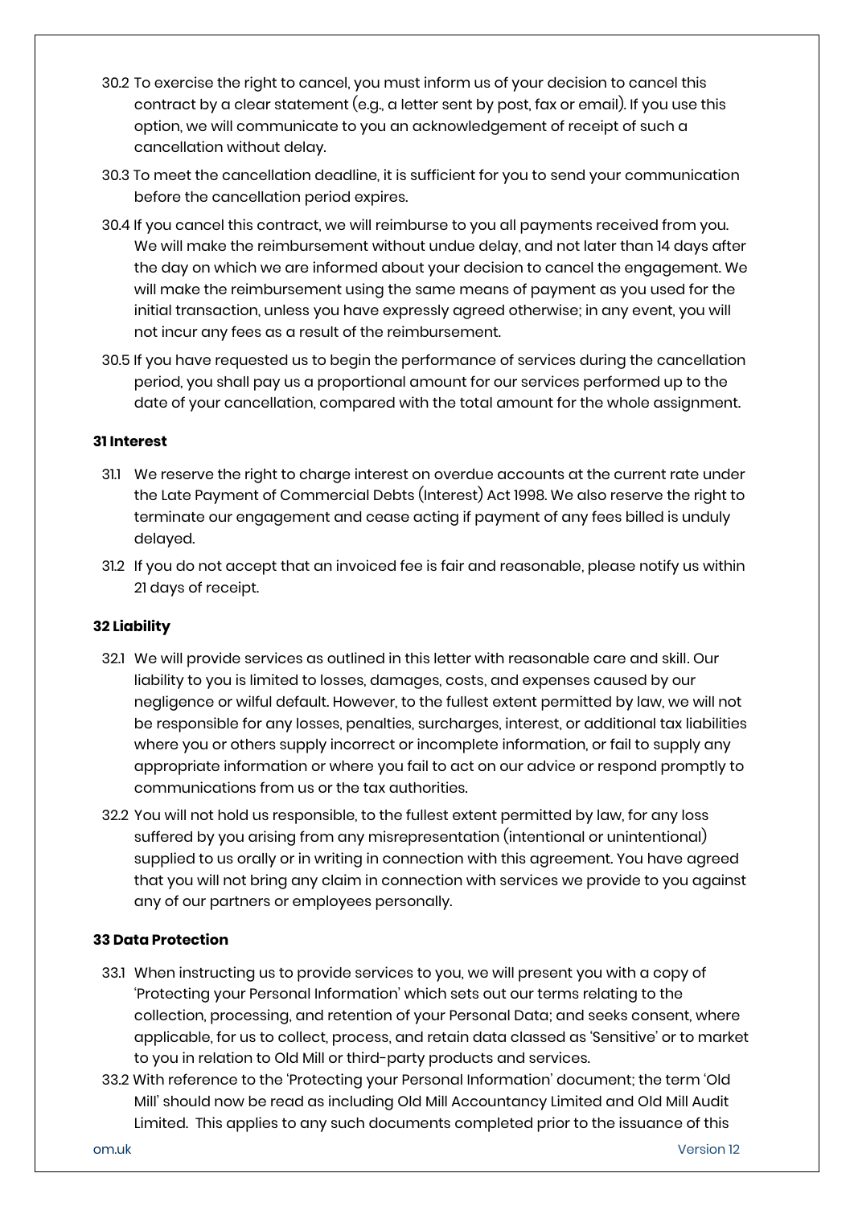30.2 To exercise the right to cancel, you must inform us of your decision to cancel this contract by a clear statement (e.g., a letter sent by post, fax or email). If you use this option, we will communicate to you an acknowledgement of receipt of such a cancellation without delay.

30.3 To meet the cancellation deadline, it is sufficient for you to send your communication before the cancellation period expires.

30.4 If you cancel this contract, we will reimburse to you all payments received from you. We will make the reimbursement without undue delay, and not later than 14 days after the day on which we are informed about your decision to cancel the engagement. We will make the reimbursement using the same means of payment as you used for the initial transaction, unless you have expressly agreed otherwise; in any event, you will not incur any fees as a result of the reimbursement.

30.5 If you have requested us to begin the performance of services during the cancellation period, you shall pay us a proportional amount for our services performed up to the date of your cancellation, compared with the total amount for the whole assignment.

**31 Interest**

31.1 We reserve the right to charge interest on overdue accounts at the current rate under the Late Payment of Commercial Debts (Interest) Act 1998. We also reserve the right to terminate our engagement and cease acting if payment of any fees billed is unduly delayed.

31.2 If you do not accept that an invoiced fee is fair and reasonable, please notify us within 21 days of receipt.

**32 Liability**

32.1 We will provide services as outlined in this letter with reasonable care and skill. Our liability to you is limited to losses, damages, costs, and expenses caused by our negligence or wilful default. However, to the fullest extent permitted by law, we will not be responsible for any losses, penalties, surcharges, interest, or additional tax liabilities where you or others supply incorrect or incomplete information, or fail to supply any appropriate information or where you fail to act on our advice or respond promptly to communications from us or the tax authorities.

32.2 You will not hold us responsible, to the fullest extent permitted by law, for any loss suffered by you arising from any misrepresentation (intentional or unintentional) supplied to us orally or in writing in connection with this agreement. You have agreed that you will not bring any claim in connection with services we provide to you against any of our partners or employees personally.

**33 Data Protection**

33.1 When instructing us to provide services to you, we will present you with a copy of 'Protecting your Personal Information' which sets out our terms relating to the collection, processing, and retention of your Personal Data; and seeks consent, where applicable, for us to collect, process, and retain data classed as 'Sensitive' or to market to you in relation to Old Mill or third-party products and services.

33.2 With reference to the 'Protecting your Personal Information' document; the term 'Old Mill' should now be read as including Old Mill Accountancy Limited and Old Mill Audit Limited. This applies to any such documents completed prior to the issuance of this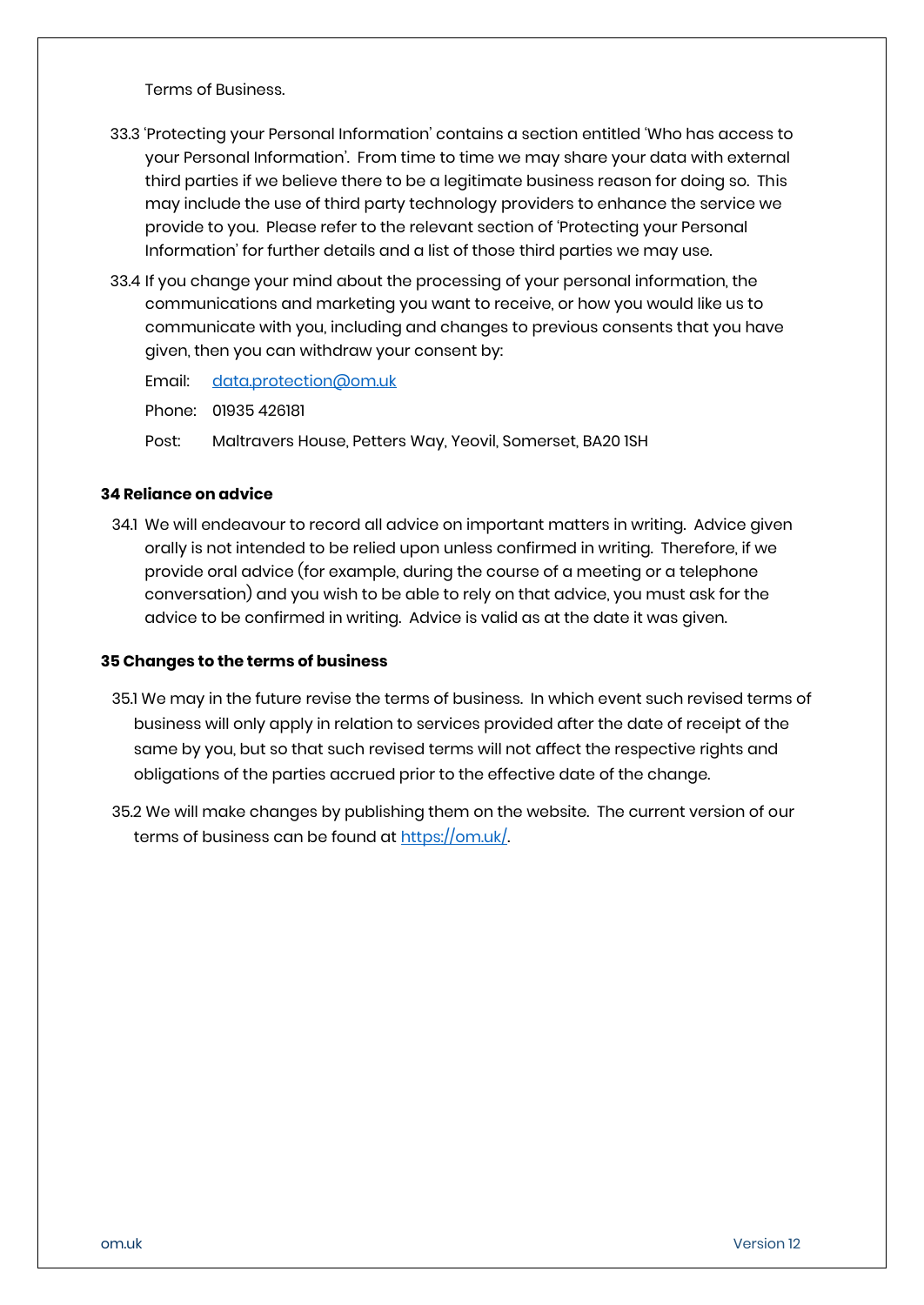Terms of Business.

33.3 'Protecting your Personal Information' contains a section entitled 'Who has access to your Personal Information'. From time to time we may share your data with external third parties if we believe there to be a legitimate business reason for doing so. This may include the use of third party technology providers to enhance the service we provide to you. Please refer to the relevant section of 'Protecting your Personal Information' for further details and a list of those third parties we may use.

33.4 If you change your mind about the processing of your personal information, the communications and marketing you want to receive, or how you would like us to communicate with you, including and changes to previous consents that you have given, then you can withdraw your consent by:

Email: data.protection@om.uk

Phone: 01935 426181

Post: Maltravers House, Petters Way, Yeovil, Somerset, BA20 1SH

**34 Reliance on advice**

34.1 We will endeavour to record all advice on important matters in writing. Advice given orally is not intended to be relied upon unless confirmed in writing. Therefore, if we provide oral advice (for example, during the course of a meeting or a telephone conversation) and you wish to be able to rely on that advice, you must ask for the advice to be confirmed in writing. Advice is valid as at the date it was given.

**35 Changes to the terms of business**

35.1 We may in the future revise the terms of business. In which event such revised terms of business will only apply in relation to services provided after the date of receipt of the same by you, but so that such revised terms will not affect the respective rights and obligations of the parties accrued prior to the effective date of the change.

35.2 We will make changes by publishing them on the website. The current version of our terms of business can be found at https://om.uk/.